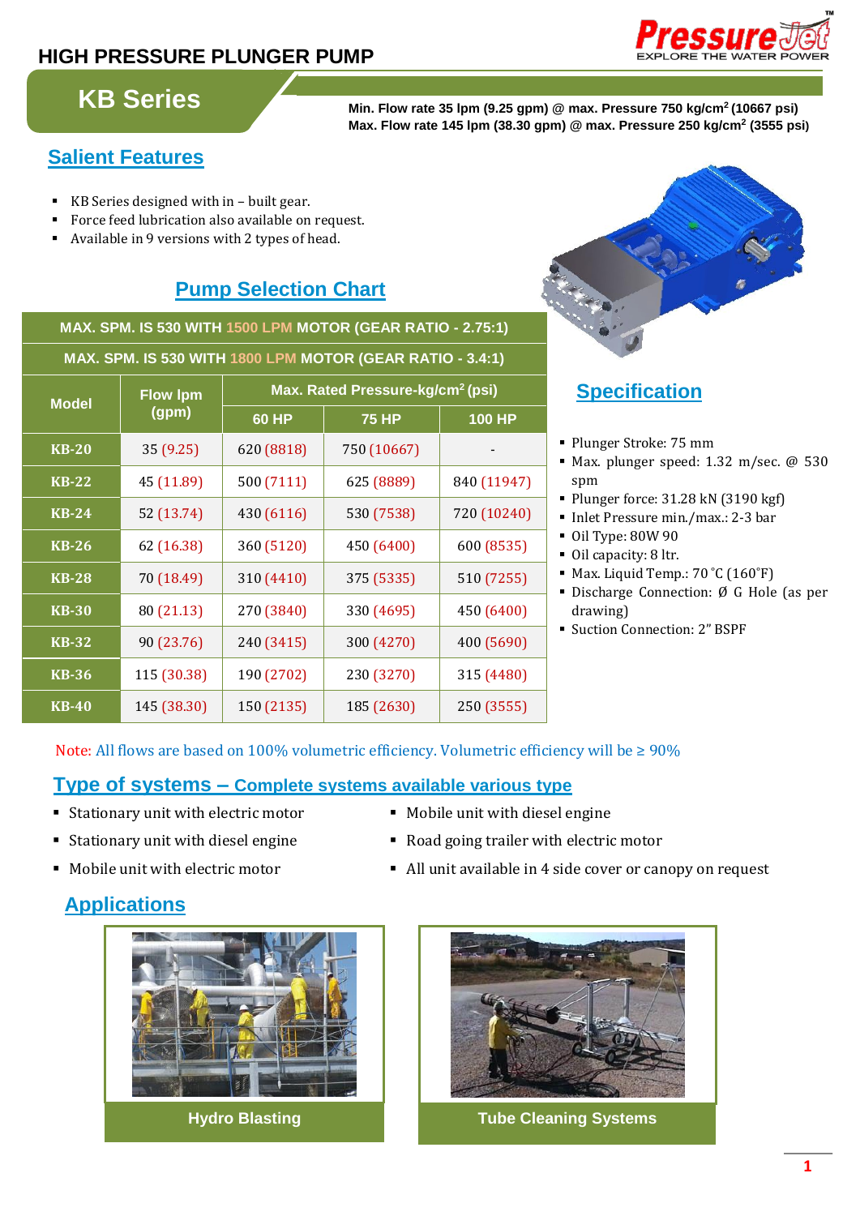# HIGH PRESSURE PLUNGER PUMP

PressureJet™ EXPLORE THE WATER POWER

## KB Series

**Min. Flow rate 35 lpm (9.25 gpm) @ max. Pressure 750 kg/cm² (10667 psi)**
**Max. Flow rate 145 lpm (38.30 gpm) @ max. Pressure 250 kg/cm² (3555 psi)**

## Salient Features

- KB Series designed with in – built gear.
- Force feed lubrication also available on request.
- Available in 9 versions with 2 types of head.

## Pump Selection Chart

| MAX. SPM. IS 530 WITH 1500 LPM MOTOR (GEAR RATIO - 2.75:1) | | | | |
|---|---|---|---|---|
| **MAX. SPM. IS 530 WITH 1800 LPM MOTOR (GEAR RATIO - 3.4:1)** | | | | |
| **Model** | **Flow lpm (gpm)** | **Max. Rated Pressure-kg/cm² (psi)** | | |
| | | **60 HP** | **75 HP** | **100 HP** |
| **KB-20** | 35 (9.25) | 620 (8818) | 750 (10667) | - |
| **KB-22** | 45 (11.89) | 500 (7111) | 625 (8889) | 840 (11947) |
| **KB-24** | 52 (13.74) | 430 (6116) | 530 (7538) | 720 (10240) |
| **KB-26** | 62 (16.38) | 360 (5120) | 450 (6400) | 600 (8535) |
| **KB-28** | 70 (18.49) | 310 (4410) | 375 (5335) | 510 (7255) |
| **KB-30** | 80 (21.13) | 270 (3840) | 330 (4695) | 450 (6400) |
| **KB-32** | 90 (23.76) | 240 (3415) | 300 (4270) | 400 (5690) |
| **KB-36** | 115 (30.38) | 190 (2702) | 230 (3270) | 315 (4480) |
| **KB-40** | 145 (38.30) | 150 (2135) | 185 (2630) | 250 (3555) |

## Specification

- Plunger Stroke: 75 mm
- Max. plunger speed: 1.32 m/sec. @ 530 spm
- Plunger force: 31.28 kN (3190 kgf)
- Inlet Pressure min./max.: 2-3 bar
- Oil Type: 80W 90
- Oil capacity: 8 ltr.
- Max. Liquid Temp.: 70 °C (160°F)
- Discharge Connection: Ø G Hole (as per drawing)
- Suction Connection: 2" BSPF

Note: All flows are based on 100% volumetric efficiency. Volumetric efficiency will be ≥ 90%

## Type of systems – Complete systems available various type

- Stationary unit with electric motor
- Stationary unit with diesel engine
- Mobile unit with electric motor
- Mobile unit with diesel engine
- Road going trailer with electric motor
- All unit available in 4 side cover or canopy on request

## Applications

Hydro Blasting

Tube Cleaning Systems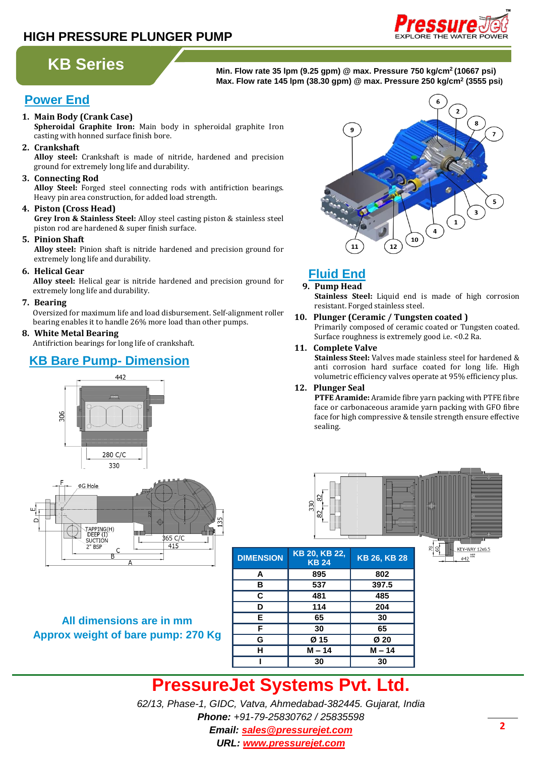# HIGH PRESSURE PLUNGER PUMP

## KB Series

**Min. Flow rate 35 lpm (9.25 gpm) @ max. Pressure 750 kg/cm² (10667 psi)**
**Max. Flow rate 145 lpm (38.30 gpm) @ max. Pressure 250 kg/cm² (3555 psi)**

## Power End

1. **Main Body (Crank Case)**
   **Spheroidal Graphite Iron:** Main body in spheroidal graphite Iron casting with honned surface finish bore.
2. **Crankshaft**
   **Alloy steel:** Crankshaft is made of nitride, hardened and precision ground for extremely long life and durability.
3. **Connecting Rod**
   **Alloy Steel:** Forged steel connecting rods with antifriction bearings. Heavy pin area construction, for added load strength.
4. **Piston (Cross Head)**
   **Grey Iron & Stainless Steel:** Alloy steel casting piston & stainless steel piston rod are hardened & super finish surface.
5. **Pinion Shaft**
   **Alloy steel:** Pinion shaft is nitride hardened and precision ground for extremely long life and durability.
6. **Helical Gear**
   **Alloy steel:** Helical gear is nitride hardened and precision ground for extremely long life and durability.
7. **Bearing**
   Oversized for maximum life and load disbursement. Self-alignment roller bearing enables it to handle 26% more load than other pumps.
8. **White Metal Bearing**
   Antifriction bearings for long life of crankshaft.

## Fluid End

9. **Pump Head**
   **Stainless Steel:** Liquid end is made of high corrosion resistant. Forged stainless steel.
10. **Plunger (Ceramic / Tungsten coated )**
    Primarily composed of ceramic coated or Tungsten coated. Surface roughness is extremely good i.e. <0.2 Ra.
11. **Complete Valve**
    **Stainless Steel:** Valves made stainless steel for hardened & anti corrosion hard surface coated for long life. High volumetric efficiency valves operate at 95% efficiency plus.
12. **Plunger Seal**
    **PTFE Aramide:** Aramide fibre yarn packing with PTFE fibre face or carbonaceous aramide yarn packing with GFO fibre face for high compressive & tensile strength ensure effective sealing.

## KB Bare Pump- Dimension

442
306
280 C/C
330
F
ØG Hole
E
D
TAPPING(H) DEEP (I) SUCTION 2" BSP
C
B
A
365 C/C
415
135
330
82
82
78
60
KEY-WAY 12x6.5
ø42

| DIMENSION | KB 20, KB 22, KB 24 | KB 26, KB 28 |
|---|---|---|
| A | 895 | 802 |
| B | 537 | 397.5 |
| C | 481 | 485 |
| D | 114 | 204 |
| E | 65 | 30 |
| F | 30 | 65 |
| G | Ø 15 | Ø 20 |
| H | M – 14 | M – 14 |
| I | 30 | 30 |

**All dimensions are in mm**
**Approx weight of bare pump: 270 Kg**

# PressureJet Systems Pvt. Ltd.

*62/13, Phase-1, GIDC, Vatva, Ahmedabad-382445. Gujarat, India*
***Phone:*** *+91-79-25830762 / 25835598*
***Email:*** ***sales@pressurejet.com***
***URL:*** ***www.pressurejet.com***